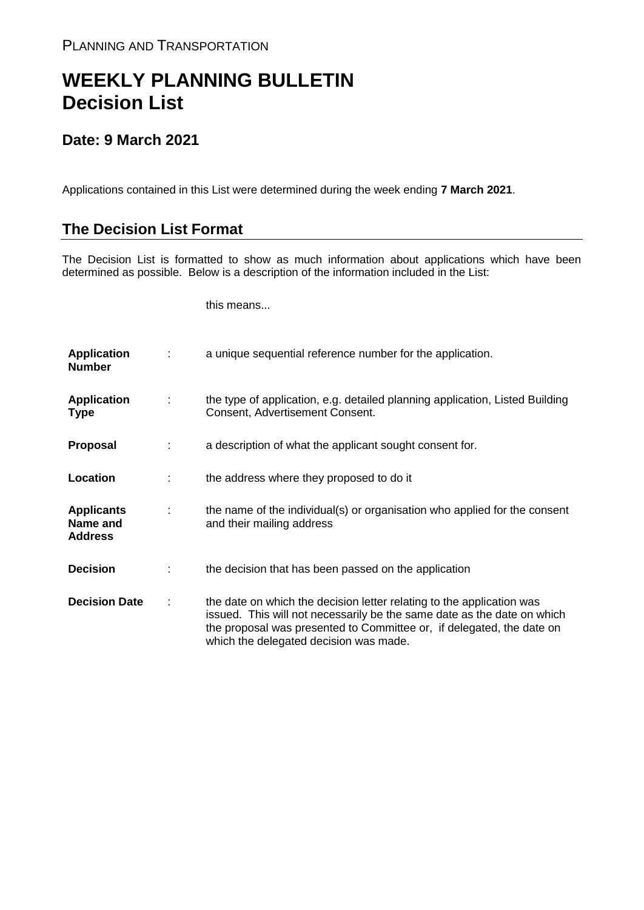PLANNING AND TRANSPORTATION

# WEEKLY PLANNING BULLETIN
# Decision List

## Date: 9 March 2021

Applications contained in this List were determined during the week ending **7 March 2021**.

## The Decision List Format

The Decision List is formatted to show as much information about applications which have been determined as possible. Below is a description of the information included in the List:

| | | this means... |
|---|---|---|
| **Application Number** | : | a unique sequential reference number for the application. |
| **Application Type** | : | the type of application, e.g. detailed planning application, Listed Building Consent, Advertisement Consent. |
| **Proposal** | : | a description of what the applicant sought consent for. |
| **Location** | : | the address where they proposed to do it |
| **Applicants Name and Address** | : | the name of the individual(s) or organisation who applied for the consent and their mailing address |
| **Decision** | : | the decision that has been passed on the application |
| **Decision Date** | : | the date on which the decision letter relating to the application was issued. This will not necessarily be the same date as the date on which the proposal was presented to Committee or, if delegated, the date on which the delegated decision was made. |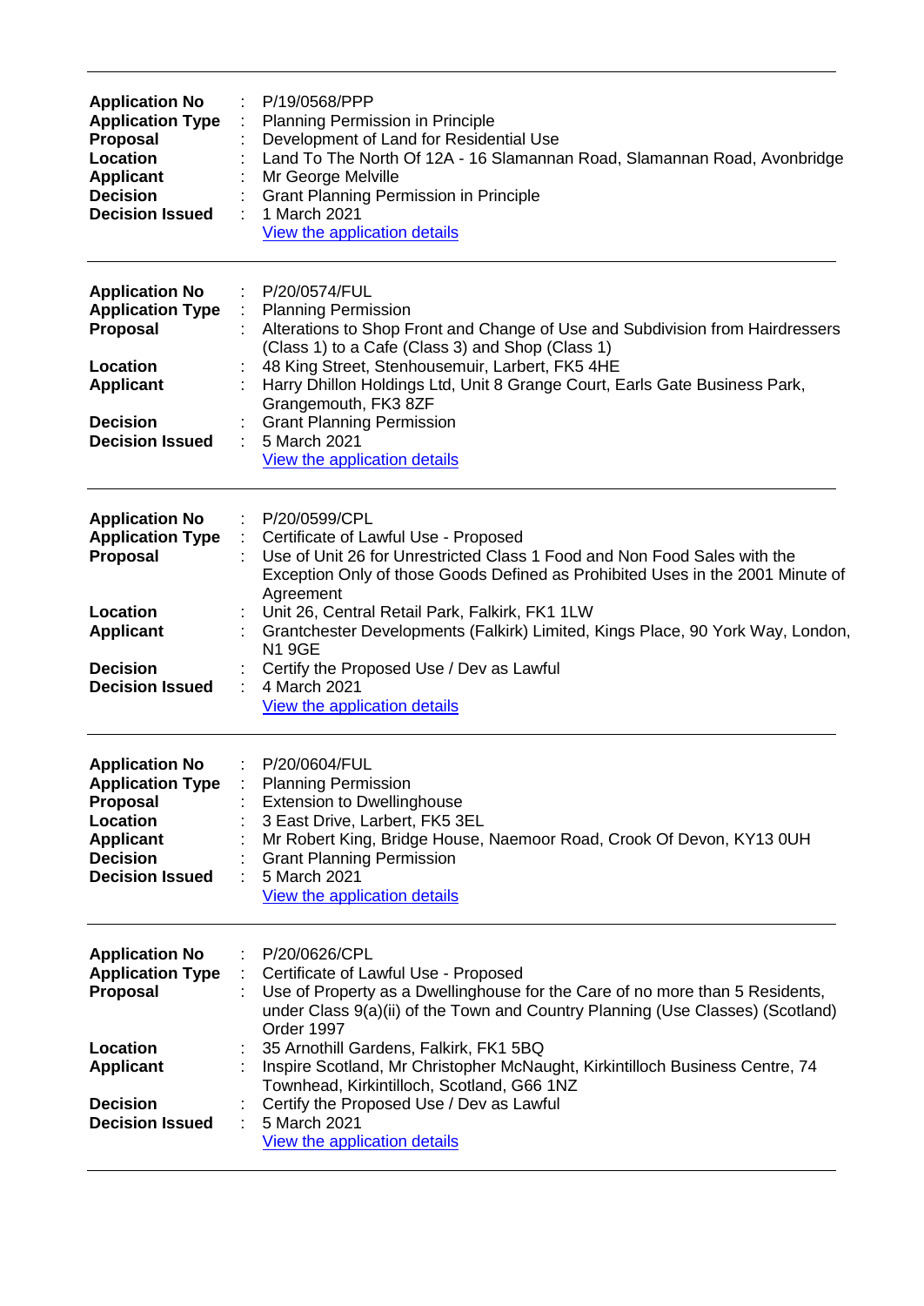| | | |
|---|---|---|
| **Application No** | : | P/19/0568/PPP |
| **Application Type** | : | Planning Permission in Principle |
| **Proposal** | : | Development of Land for Residential Use |
| **Location** | : | Land To The North Of 12A - 16 Slamannan Road, Slamannan Road, Avonbridge |
| **Applicant** | : | Mr George Melville |
| **Decision** | : | Grant Planning Permission in Principle |
| **Decision Issued** | : | 1 March 2021 |
| | | View the application details |

---

| | | |
|---|---|---|
| **Application No** | : | P/20/0574/FUL |
| **Application Type** | : | Planning Permission |
| **Proposal** | : | Alterations to Shop Front and Change of Use and Subdivision from Hairdressers (Class 1) to a Cafe (Class 3) and Shop (Class 1) |
| **Location** | : | 48 King Street, Stenhousemuir, Larbert, FK5 4HE |
| **Applicant** | : | Harry Dhillon Holdings Ltd, Unit 8 Grange Court, Earls Gate Business Park, Grangemouth, FK3 8ZF |
| **Decision** | : | Grant Planning Permission |
| **Decision Issued** | : | 5 March 2021 |
| | | View the application details |

---

| | | |
|---|---|---|
| **Application No** | : | P/20/0599/CPL |
| **Application Type** | : | Certificate of Lawful Use - Proposed |
| **Proposal** | : | Use of Unit 26 for Unrestricted Class 1 Food and Non Food Sales with the Exception Only of those Goods Defined as Prohibited Uses in the 2001 Minute of Agreement |
| **Location** | : | Unit 26, Central Retail Park, Falkirk, FK1 1LW |
| **Applicant** | : | Grantchester Developments (Falkirk) Limited, Kings Place, 90 York Way, London, N1 9GE |
| **Decision** | : | Certify the Proposed Use / Dev as Lawful |
| **Decision Issued** | : | 4 March 2021 |
| | | View the application details |

---

| | | |
|---|---|---|
| **Application No** | : | P/20/0604/FUL |
| **Application Type** | : | Planning Permission |
| **Proposal** | : | Extension to Dwellinghouse |
| **Location** | : | 3 East Drive, Larbert, FK5 3EL |
| **Applicant** | : | Mr Robert King, Bridge House, Naemoor Road, Crook Of Devon, KY13 0UH |
| **Decision** | : | Grant Planning Permission |
| **Decision Issued** | : | 5 March 2021 |
| | | View the application details |

---

| | | |
|---|---|---|
| **Application No** | : | P/20/0626/CPL |
| **Application Type** | : | Certificate of Lawful Use - Proposed |
| **Proposal** | : | Use of Property as a Dwellinghouse for the Care of no more than 5 Residents, under Class 9(a)(ii) of the Town and Country Planning (Use Classes) (Scotland) Order 1997 |
| **Location** | : | 35 Arnothill Gardens, Falkirk, FK1 5BQ |
| **Applicant** | : | Inspire Scotland, Mr Christopher McNaught, Kirkintilloch Business Centre, 74 Townhead, Kirkintilloch, Scotland, G66 1NZ |
| **Decision** | : | Certify the Proposed Use / Dev as Lawful |
| **Decision Issued** | : | 5 March 2021 |
| | | View the application details |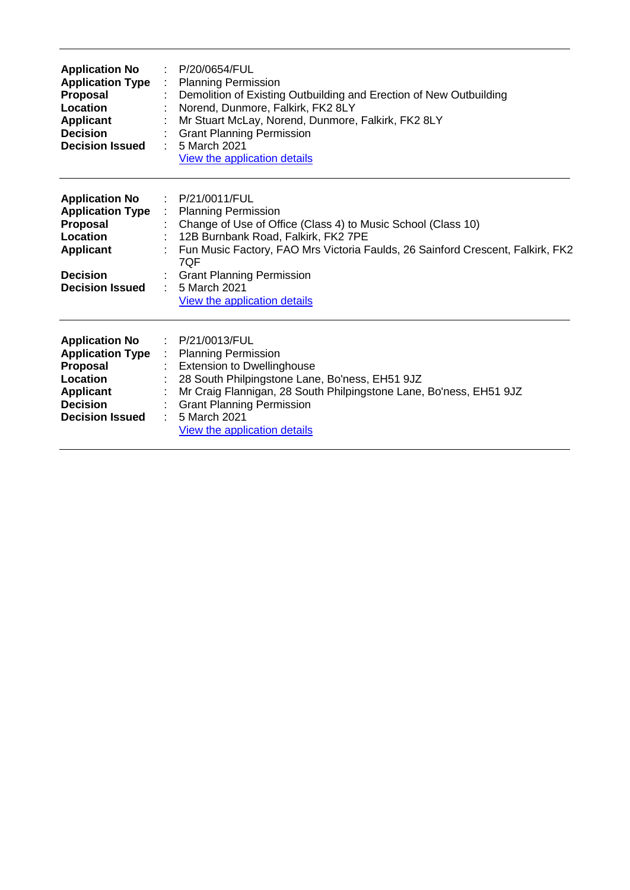---

| | | |
|---|---|---|
| **Application No** | : | P/20/0654/FUL |
| **Application Type** | : | Planning Permission |
| **Proposal** | : | Demolition of Existing Outbuilding and Erection of New Outbuilding |
| **Location** | : | Norend, Dunmore, Falkirk, FK2 8LY |
| **Applicant** | : | Mr Stuart McLay, Norend, Dunmore, Falkirk, FK2 8LY |
| **Decision** | : | Grant Planning Permission |
| **Decision Issued** | : | 5 March 2021 |
| | | View the application details |

---

| | | |
|---|---|---|
| **Application No** | : | P/21/0011/FUL |
| **Application Type** | : | Planning Permission |
| **Proposal** | : | Change of Use of Office (Class 4) to Music School (Class 10) |
| **Location** | : | 12B Burnbank Road, Falkirk, FK2 7PE |
| **Applicant** | : | Fun Music Factory, FAO Mrs Victoria Faulds, 26 Sainford Crescent, Falkirk, FK2 7QF |
| **Decision** | : | Grant Planning Permission |
| **Decision Issued** | : | 5 March 2021 |
| | | View the application details |

---

| | | |
|---|---|---|
| **Application No** | : | P/21/0013/FUL |
| **Application Type** | : | Planning Permission |
| **Proposal** | : | Extension to Dwellinghouse |
| **Location** | : | 28 South Philpingstone Lane, Bo'ness, EH51 9JZ |
| **Applicant** | : | Mr Craig Flannigan, 28 South Philpingstone Lane, Bo'ness, EH51 9JZ |
| **Decision** | : | Grant Planning Permission |
| **Decision Issued** | : | 5 March 2021 |
| | | View the application details |

---